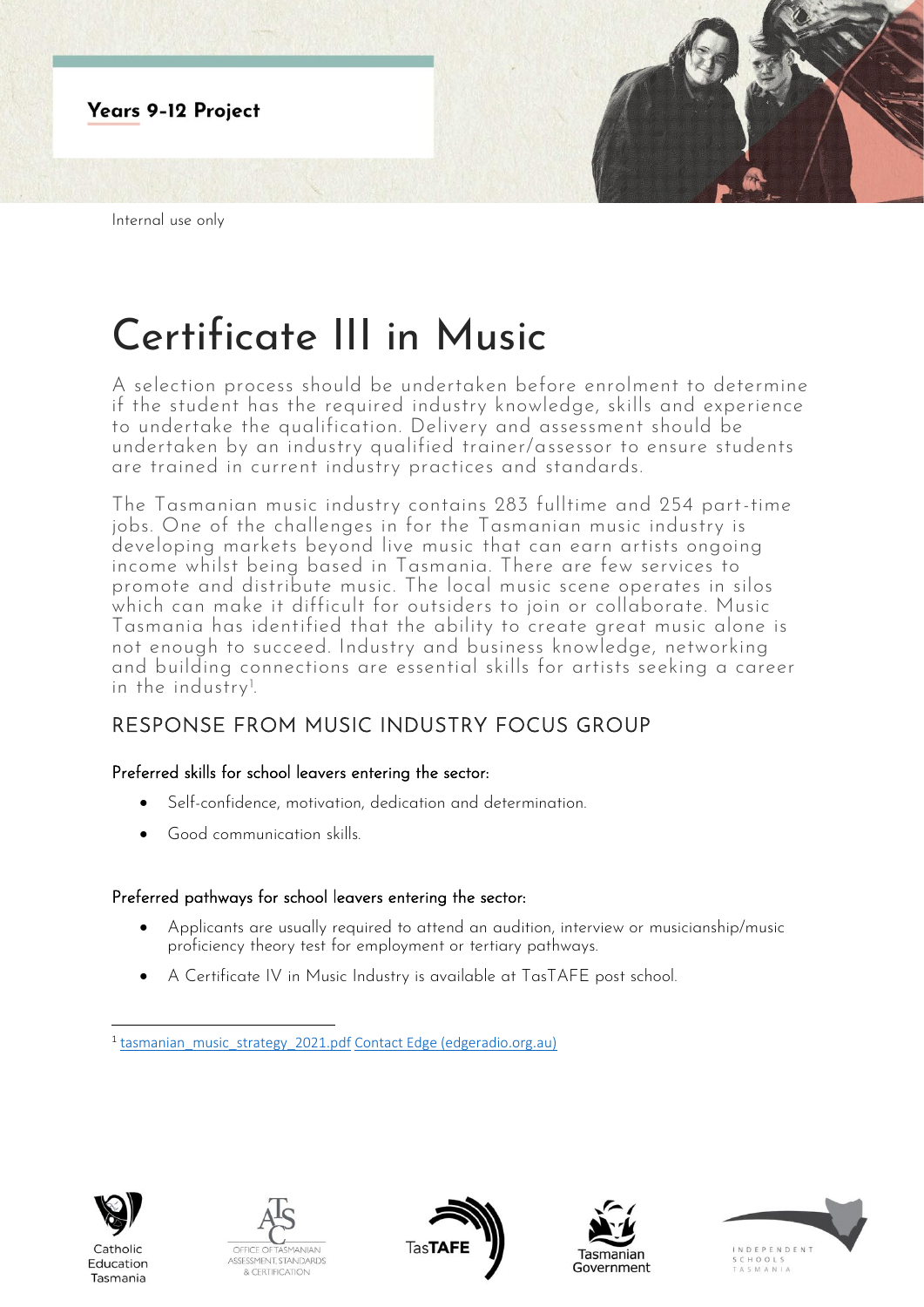**Years 9-12 Project**

Internal use only

# Certificate III in Music

A selection process should be undertaken before enrolment to determine if the student has the required industry knowledge, skills and experience to undertake the qualification. Delivery and assessment should be undertaken by an industry qualified trainer/assessor to ensure students are trained in current industry practices and standards.

The Tasmanian music industry contains 283 fulltime and 254 part-time jobs. One of the challenges in for the Tasmanian music industry is developing markets beyond live music that can earn artists ongoing income whilst being based in Tasmania. There are few services to promote and distribute music. The local music scene operates in silos which can make it difficult for outsiders to join or collaborate. Music Tasmania has identified that the ability to create great music alone is not enough to succeed. Industry and business knowledge, networking and building connections are essential skills for artists seeking a career in the industry[1].

## RESPONSE FROM MUSIC INDUSTRY FOCUS GROUP

### Preferred skills for school leavers entering the sector:

- Self-confidence, motivation, dedication and determination.
- Good communication skills.

### Preferred pathways for school leavers entering the sector:

- Applicants are usually required to attend an audition, interview or musicianship/music proficiency theory test for employment or tertiary pathways.
- A Certificate IV in Music Industry is available at TasTAFE post school.

[1] tasmanian_music_strategy_2021.pdf Contact Edge (edgeradio.org.au)

Catholic Education Tasmania | Office of Tasmanian Assessment, Standards & Certification | TasTAFE | Tasmanian Government | Independent Schools Tasmania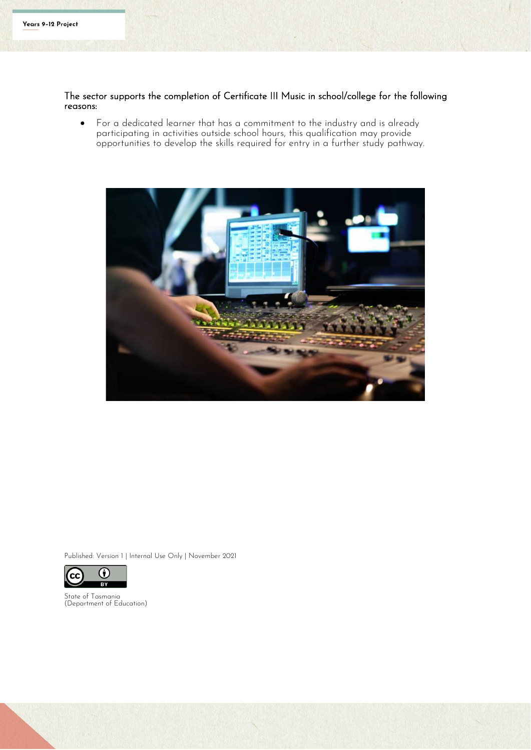The sector supports the completion of Certificate III Music in school/college for the following reasons:

- For a dedicated learner that has a commitment to the industry and is already participating in activities outside school hours, this qualification may provide opportunities to develop the skills required for entry in a further study pathway.

Published: Version 1 | Internal Use Only | November 2021

State of Tasmania
(Department of Education)